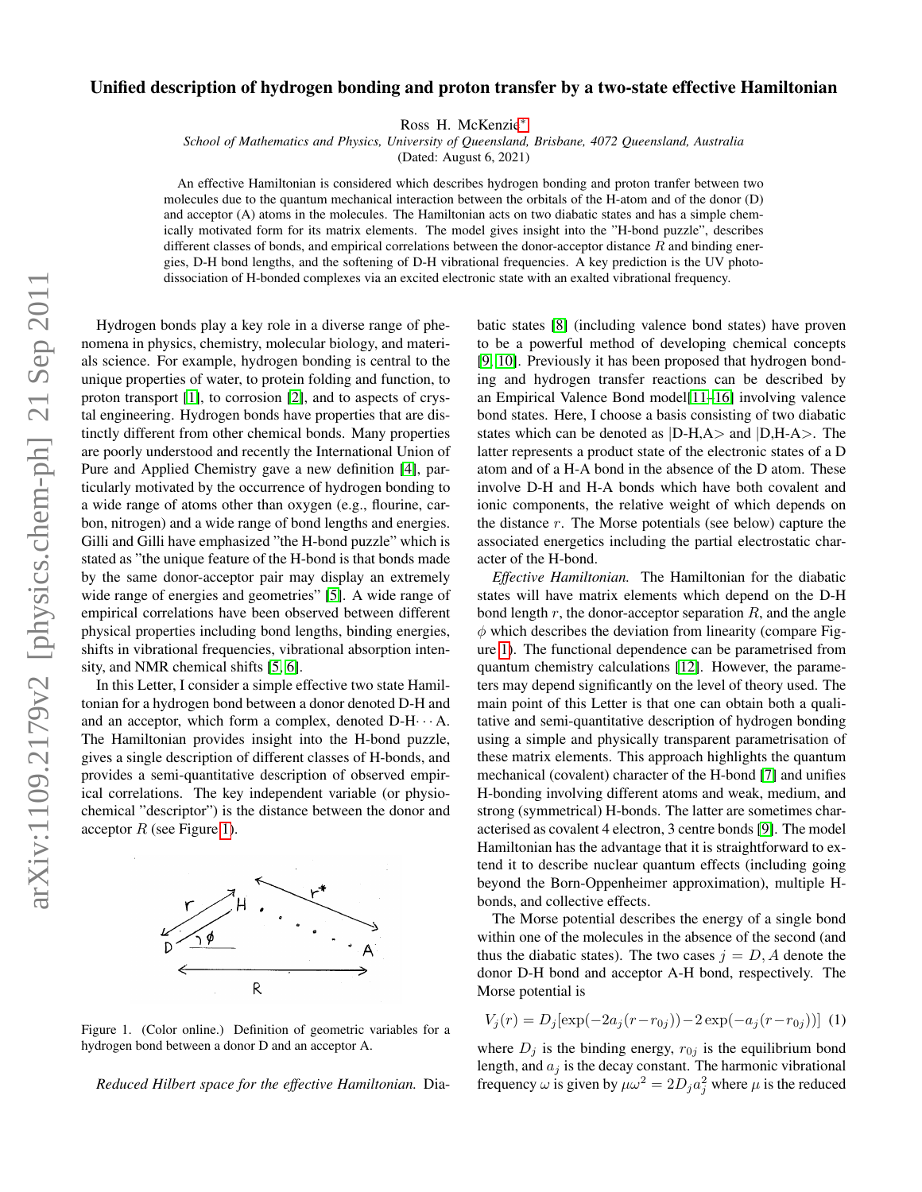# Unified description of hydrogen bonding and proton transfer by a two-state effective Hamiltonian

Ross H. McKenzie*

*School of Mathematics and Physics, University of Queensland, Brisbane, 4072 Queensland, Australia*

(Dated: August 6, 2021)

An effective Hamiltonian is considered which describes hydrogen bonding and proton tranfer between two molecules due to the quantum mechanical interaction between the orbitals of the H-atom and of the donor (D) and acceptor (A) atoms in the molecules. The Hamiltonian acts on two diabatic states and has a simple chemically motivated form for its matrix elements. The model gives insight into the "H-bond puzzle", describes different classes of bonds, and empirical correlations between the donor-acceptor distance $R$ and binding energies, D-H bond lengths, and the softening of D-H vibrational frequencies. A key prediction is the UV photodissociation of H-bonded complexes via an excited electronic state with an exalted vibrational frequency.

Hydrogen bonds play a key role in a diverse range of phenomena in physics, chemistry, molecular biology, and materials science. For example, hydrogen bonding is central to the unique properties of water, to protein folding and function, to proton transport [1], to corrosion [2], and to aspects of crystal engineering. Hydrogen bonds have properties that are distinctly different from other chemical bonds. Many properties are poorly understood and recently the International Union of Pure and Applied Chemistry gave a new definition [4], particularly motivated by the occurrence of hydrogen bonding to a wide range of atoms other than oxygen (e.g., flourine, carbon, nitrogen) and a wide range of bond lengths and energies. Gilli and Gilli have emphasized "the H-bond puzzle" which is stated as "the unique feature of the H-bond is that bonds made by the same donor-acceptor pair may display an extremely wide range of energies and geometries" [5]. A wide range of empirical correlations have been observed between different physical properties including bond lengths, binding energies, shifts in vibrational frequencies, vibrational absorption intensity, and NMR chemical shifts [5, 6].

In this Letter, I consider a simple effective two state Hamiltonian for a hydrogen bond between a donor denoted D-H and and an acceptor, which form a complex, denoted D-H$\cdots$A. The Hamiltonian provides insight into the H-bond puzzle, gives a single description of different classes of H-bonds, and provides a semi-quantitative description of observed empirical correlations. The key independent variable (or physiochemical "descriptor") is the distance between the donor and acceptor $R$ (see Figure 1).

Figure 1. (Color online.) Definition of geometric variables for a hydrogen bond between a donor D and an acceptor A.

*Reduced Hilbert space for the effective Hamiltonian.* Diabatic states [8] (including valence bond states) have proven to be a powerful method of developing chemical concepts [9, 10]. Previously it has been proposed that hydrogen bonding and hydrogen transfer reactions can be described by an Empirical Valence Bond model[11–16] involving valence bond states. Here, I choose a basis consisting of two diabatic states which can be denoted as |D-H,A> and |D,H-A>. The latter represents a product state of the electronic states of a D atom and of a H-A bond in the absence of the D atom. These involve D-H and H-A bonds which have both covalent and ionic components, the relative weight of which depends on the distance $r$. The Morse potentials (see below) capture the associated energetics including the partial electrostatic character of the H-bond.

*Effective Hamiltonian.* The Hamiltonian for the diabatic states will have matrix elements which depend on the D-H bond length $r$, the donor-acceptor separation $R$, and the angle $\phi$ which describes the deviation from linearity (compare Figure 1). The functional dependence can be parametrised from quantum chemistry calculations [12]. However, the parameters may depend significantly on the level of theory used. The main point of this Letter is that one can obtain both a qualitative and semi-quantitative description of hydrogen bonding using a simple and physically transparent parametrisation of these matrix elements. This approach highlights the quantum mechanical (covalent) character of the H-bond [7] and unifies H-bonding involving different atoms and weak, medium, and strong (symmetrical) H-bonds. The latter are sometimes characterised as covalent 4 electron, 3 centre bonds [9]. The model Hamiltonian has the advantage that it is straightforward to extend it to describe nuclear quantum effects (including going beyond the Born-Oppenheimer approximation), multiple H-bonds, and collective effects.

The Morse potential describes the energy of a single bond within one of the molecules in the absence of the second (and thus the diabatic states). The two cases $j = D, A$ denote the donor D-H bond and acceptor A-H bond, respectively. The Morse potential is

$$V_j(r) = D_j[\exp(-2a_j(r-r_{0j})) - 2\exp(-a_j(r-r_{0j}))] \quad (1)$$

where $D_j$ is the binding energy, $r_{0j}$ is the equilibrium bond length, and $a_j$ is the decay constant. The harmonic vibrational frequency $\omega$ is given by $\mu\omega^2 = 2D_j a_j^2$ where $\mu$ is the reduced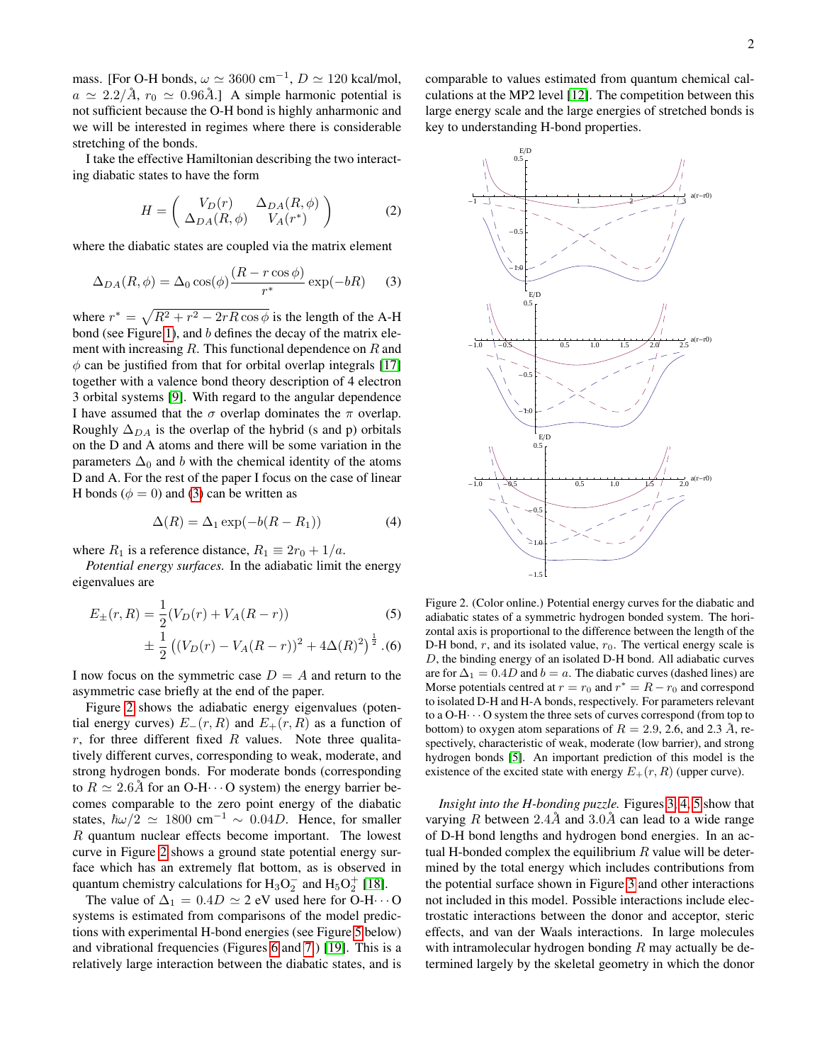mass. [For O-H bonds, $\omega \simeq 3600$ cm$^{-1}$, $D \simeq 120$ kcal/mol, $a \simeq 2.2/\AA$, $r_0 \simeq 0.96\AA$.] A simple harmonic potential is not sufficient because the O-H bond is highly anharmonic and we will be interested in regimes where there is considerable stretching of the bonds.

I take the effective Hamiltonian describing the two interacting diabatic states to have the form

$$H = \begin{pmatrix} V_D(r) & \Delta_{DA}(R,\phi) \\ \Delta_{DA}(R,\phi) & V_A(r^*) \end{pmatrix} \quad (2)$$

where the diabatic states are coupled via the matrix element

$$\Delta_{DA}(R,\phi) = \Delta_0 \cos(\phi) \frac{(R - r\cos\phi)}{r^*} \exp(-bR) \quad (3)$$

where $r^* = \sqrt{R^2 + r^2 - 2rR\cos\phi}$ is the length of the A-H bond (see Figure 1), and $b$ defines the decay of the matrix element with increasing $R$. This functional dependence on $R$ and $\phi$ can be justified from that for orbital overlap integrals [17] together with a valence bond theory description of 4 electron 3 orbital systems [9]. With regard to the angular dependence I have assumed that the $\sigma$ overlap dominates the $\pi$ overlap. Roughly $\Delta_{DA}$ is the overlap of the hybrid (s and p) orbitals on the D and A atoms and there will be some variation in the parameters $\Delta_0$ and $b$ with the chemical identity of the atoms D and A. For the rest of the paper I focus on the case of linear H bonds ($\phi = 0$) and (3) can be written as

$$\Delta(R) = \Delta_1 \exp(-b(R - R_1)) \quad (4)$$

where $R_1$ is a reference distance, $R_1 \equiv 2r_0 + 1/a$.

*Potential energy surfaces.* In the adiabatic limit the energy eigenvalues are

$$E_\pm(r,R) = \frac{1}{2}(V_D(r) + V_A(R-r)) \quad (5)$$
$$\pm \frac{1}{2}\left((V_D(r) - V_A(R-r))^2 + 4\Delta(R)^2\right)^{\frac{1}{2}}. \quad (6)$$

I now focus on the symmetric case $D = A$ and return to the asymmetric case briefly at the end of the paper.

Figure 2 shows the adiabatic energy eigenvalues (potential energy curves) $E_-(r,R)$ and $E_+(r,R)$ as a function of $r$, for three different fixed $R$ values. Note three qualitatively different curves, corresponding to weak, moderate, and strong hydrogen bonds. For moderate bonds (corresponding to $R \simeq 2.6\AA$ for an O-H$\cdots$O system) the energy barrier becomes comparable to the zero point energy of the diabatic states, $\hbar\omega/2 \simeq 1800$ cm$^{-1}$ $\sim 0.04D$. Hence, for smaller $R$ quantum nuclear effects become important. The lowest curve in Figure 2 shows a ground state potential energy surface which has an extremely flat bottom, as is observed in quantum chemistry calculations for $H_3O_2^-$ and $H_5O_2^+$ [18].

The value of $\Delta_1 = 0.4D \simeq 2$ eV used here for O-H$\cdots$O systems is estimated from comparisons of the model predictions with experimental H-bond energies (see Figure 5 below) and vibrational frequencies (Figures 6 and 7) [19]. This is a relatively large interaction between the diabatic states, and is comparable to values estimated from quantum chemical calculations at the MP2 level [12]. The competition between this large energy scale and the large energies of stretched bonds is key to understanding H-bond properties.

Figure 2. (Color online.) Potential energy curves for the diabatic and adiabatic states of a symmetric hydrogen bonded system. The horizontal axis is proportional to the difference between the length of the D-H bond, $r$, and its isolated value, $r_0$. The vertical energy scale is $D$, the binding energy of an isolated D-H bond. All adiabatic curves are for $\Delta_1 = 0.4D$ and $b = a$. The diabatic curves (dashed lines) are Morse potentials centred at $r = r_0$ and $r^* = R - r_0$ and correspond to isolated D-H and H-A bonds, respectively. For parameters relevant to a O-H$\cdots$O system the three sets of curves correspond (from top to bottom) to oxygen atom separations of $R = 2.9$, 2.6, and 2.3 Å, respectively, characteristic of weak, moderate (low barrier), and strong hydrogen bonds [5]. An important prediction of this model is the existence of the excited state with energy $E_+(r,R)$ (upper curve).

*Insight into the H-bonding puzzle.* Figures 3, 4, 5 show that varying $R$ between 2.4Å and 3.0Å can lead to a wide range of D-H bond lengths and hydrogen bond energies. In an actual H-bonded complex the equilibrium $R$ value will be determined by the total energy which includes contributions from the potential surface shown in Figure 3 and other interactions not included in this model. Possible interactions include electrostatic interactions between the donor and acceptor, steric effects, and van der Waals interactions. In large molecules with intramolecular hydrogen bonding $R$ may actually be determined largely by the skeletal geometry in which the donor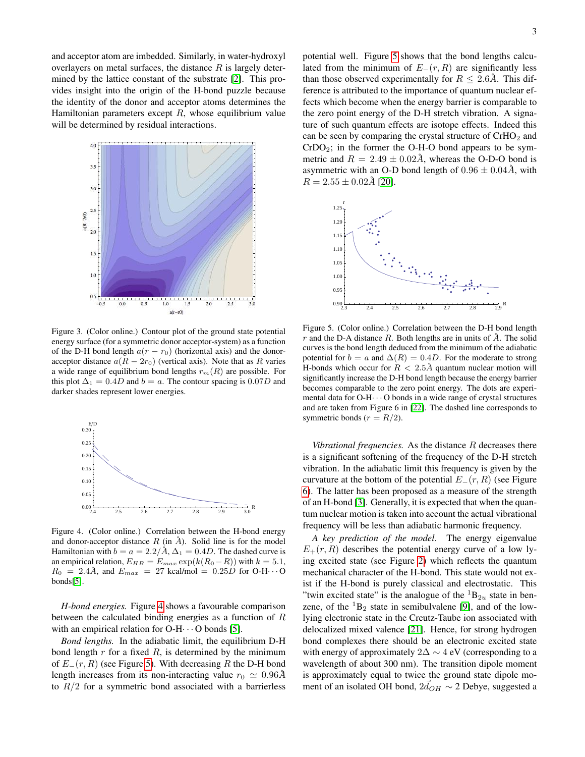and acceptor atom are imbedded. Similarly, in water-hydroxyl overlayers on metal surfaces, the distance $R$ is largely determined by the lattice constant of the substrate [2]. This provides insight into the origin of the H-bond puzzle because the identity of the donor and acceptor atoms determines the Hamiltonian parameters except $R$, whose equilibrium value will be determined by residual interactions.

Figure 3. (Color online.) Contour plot of the ground state potential energy surface (for a symmetric donor acceptor-system) as a function of the D-H bond length $a(r - r_0)$ (horizontal axis) and the donor-acceptor distance $a(R - 2r_0)$ (vertical axis). Note that as $R$ varies a wide range of equilibrium bond lengths $r_m(R)$ are possible. For this plot $\Delta_1 = 0.4D$ and $b = a$. The contour spacing is $0.07D$ and darker shades represent lower energies.

Figure 4. (Color online.) Correlation between the H-bond energy and donor-acceptor distance $R$ (in Å). Solid line is for the model Hamiltonian with $b = a = 2.2/$Å, $\Delta_1 = 0.4D$. The dashed curve is an empirical relation, $E_{HB} = E_{max} \exp(k(R_0 - R))$ with $k = 5.1$, $R_0 = 2.4$Å, and $E_{max} = 27$ kcal/mol $= 0.25D$ for O-H$\cdots$O bonds[5].

*H-bond energies.* Figure 4 shows a favourable comparison between the calculated binding energies as a function of $R$ with an empirical relation for O-H$\cdots$O bonds [5].

*Bond lengths.* In the adiabatic limit, the equilibrium D-H bond length $r$ for a fixed $R$, is determined by the minimum of $E_-(r, R)$ (see Figure 5). With decreasing $R$ the D-H bond length increases from its non-interacting value $r_0 \simeq 0.96$Å to $R/2$ for a symmetric bond associated with a barrierless potential well. Figure 5 shows that the bond lengths calculated from the minimum of $E_-(r, R)$ are significantly less than those observed experimentally for $R \leq 2.6$Å. This difference is attributed to the importance of quantum nuclear effects which become when the energy barrier is comparable to the zero point energy of the D-H stretch vibration. A signature of such quantum effects are isotope effects. Indeed this can be seen by comparing the crystal structure of $CrHO_2$ and $CrDO_2$; in the former the O-H-O bond appears to be symmetric and $R = 2.49 \pm 0.02$Å, whereas the O-D-O bond is asymmetric with an O-D bond length of $0.96 \pm 0.04$Å, with $R = 2.55 \pm 0.02$Å [20].

Figure 5. (Color online.) Correlation between the D-H bond length $r$ and the D-A distance $R$. Both lengths are in units of Å. The solid curves is the bond length deduced from the minimum of the adiabatic potential for $b = a$ and $\Delta(R) = 0.4D$. For the moderate to strong H-bonds which occur for $R < 2.5$Å quantum nuclear motion will significantly increase the D-H bond length because the energy barrier becomes comparable to the zero point energy. The dots are experimental data for O-H$\cdots$O bonds in a wide range of crystal structures and are taken from Figure 6 in [22]. The dashed line corresponds to symmetric bonds ($r = R/2$).

*Vibrational frequencies.* As the distance $R$ decreases there is a significant softening of the frequency of the D-H stretch vibration. In the adiabatic limit this frequency is given by the curvature at the bottom of the potential $E_-(r, R)$ (see Figure 6). The latter has been proposed as a measure of the strength of an H-bond [3]. Generally, it is expected that when the quantum nuclear motion is taken into account the actual vibrational frequency will be less than adiabatic harmonic frequency.

*A key prediction of the model.* The energy eigenvalue $E_+(r, R)$ describes the potential energy curve of a low lying excited state (see Figure 2) which reflects the quantum mechanical character of the H-bond. This state would not exist if the H-bond is purely classical and electrostatic. This "twin excited state" is the analogue of the ${}^1B_{2u}$ state in benzene, of the ${}^1B_2$ state in semibulvalene [9], and of the low-lying electronic state in the Creutz-Taube ion associated with delocalized mixed valence [21]. Hence, for strong hydrogen bond complexes there should be an electronic excited state with energy of approximately $2\Delta \sim 4$ eV (corresponding to a wavelength of about 300 nm). The transition dipole moment is approximately equal to twice the ground state dipole moment of an isolated OH bond, $2\vec{d}_{OH} \sim 2$ Debye, suggested a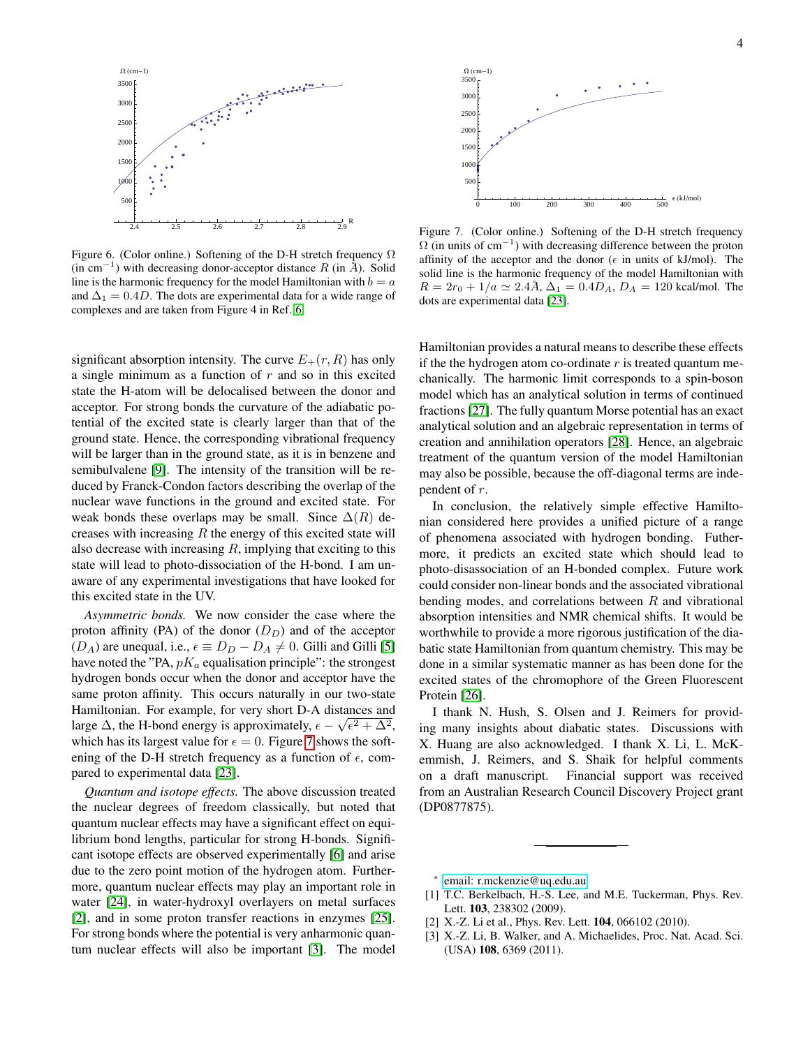Figure 6. (Color online.) Softening of the D-H stretch frequency $\Omega$ (in $\mathrm{cm}^{-1}$) with decreasing donor-acceptor distance $R$ (in $\AA$). Solid line is the harmonic frequency for the model Hamiltonian with $b = a$ and $\Delta_1 = 0.4D$. The dots are experimental data for a wide range of complexes and are taken from Figure 4 in Ref. [6].

Figure 7. (Color online.) Softening of the D-H stretch frequency $\Omega$ (in units of $\mathrm{cm}^{-1}$) with decreasing difference between the proton affinity of the acceptor and the donor ($\epsilon$ in units of kJ/mol). The solid line is the harmonic frequency of the model Hamiltonian with $R = 2r_0 + 1/a \simeq 2.4\AA$, $\Delta_1 = 0.4D_A$, $D_A = 120$ kcal/mol. The dots are experimental data [23].

significant absorption intensity. The curve $E_+(r, R)$ has only a single minimum as a function of $r$ and so in this excited state the H-atom will be delocalised between the donor and acceptor. For strong bonds the curvature of the adiabatic potential of the excited state is clearly larger than that of the ground state. Hence, the corresponding vibrational frequency will be larger than in the ground state, as it is in benzene and semibulvalene [9]. The intensity of the transition will be reduced by Franck-Condon factors describing the overlap of the nuclear wave functions in the ground and excited state. For weak bonds these overlaps may be small. Since $\Delta(R)$ decreases with increasing $R$ the energy of this excited state will also decrease with increasing $R$, implying that exciting to this state will lead to photo-dissociation of the H-bond. I am unaware of any experimental investigations that have looked for this excited state in the UV.

*Asymmetric bonds.* We now consider the case where the proton affinity (PA) of the donor ($D_D$) and of the acceptor ($D_A$) are unequal, i.e., $\epsilon \equiv D_D - D_A \neq 0$. Gilli and Gilli [5] have noted the "PA, $pK_a$ equalisation principle": the strongest hydrogen bonds occur when the donor and acceptor have the same proton affinity. This occurs naturally in our two-state Hamiltonian. For example, for very short D-A distances and large $\Delta$, the H-bond energy is approximately, $\epsilon - \sqrt{\epsilon^2 + \Delta^2}$, which has its largest value for $\epsilon = 0$. Figure 7 shows the softening of the D-H stretch frequency as a function of $\epsilon$, compared to experimental data [23].

*Quantum and isotope effects.* The above discussion treated the nuclear degrees of freedom classically, but noted that quantum nuclear effects may have a significant effect on equilibrium bond lengths, particular for strong H-bonds. Significant isotope effects are observed experimentally [6] and arise due to the zero point motion of the hydrogen atom. Furthermore, quantum nuclear effects may play an important role in water [24], in water-hydroxyl overlayers on metal surfaces [2], and in some proton transfer reactions in enzymes [25]. For strong bonds where the potential is very anharmonic quantum nuclear effects will also be important [3]. The model Hamiltonian provides a natural means to describe these effects if the the hydrogen atom co-ordinate $r$ is treated quantum mechanically. The harmonic limit corresponds to a spin-boson model which has an analytical solution in terms of continued fractions [27]. The fully quantum Morse potential has an exact analytical solution and an algebraic representation in terms of creation and annihilation operators [28]. Hence, an algebraic treatment of the quantum version of the model Hamiltonian may also be possible, because the off-diagonal terms are independent of $r$.

In conclusion, the relatively simple effective Hamiltonian considered here provides a unified picture of a range of phenomena associated with hydrogen bonding. Futhermore, it predicts an excited state which should lead to photo-disassociation of an H-bonded complex. Future work could consider non-linear bonds and the associated vibrational bending modes, and correlations between $R$ and vibrational absorption intensities and NMR chemical shifts. It would be worthwhile to provide a more rigorous justification of the diabatic state Hamiltonian from quantum chemistry. This may be done in a similar systematic manner as has been done for the excited states of the chromophore of the Green Fluorescent Protein [26].

I thank N. Hush, S. Olsen and J. Reimers for providing many insights about diabatic states. Discussions with X. Huang are also acknowledged. I thank X. Li, L. McKemmish, J. Reimers, and S. Shaik for helpful comments on a draft manuscript. Financial support was received from an Australian Research Council Discovery Project grant (DP0877875).

---

\* email: r.mckenzie@uq.edu.au

[1] T.C. Berkelbach, H.-S. Lee, and M.E. Tuckerman, Phys. Rev. Lett. **103**, 238302 (2009).

[2] X.-Z. Li et al., Phys. Rev. Lett. **104**, 066102 (2010).

[3] X.-Z. Li, B. Walker, and A. Michaelides, Proc. Nat. Acad. Sci. (USA) **108**, 6369 (2011).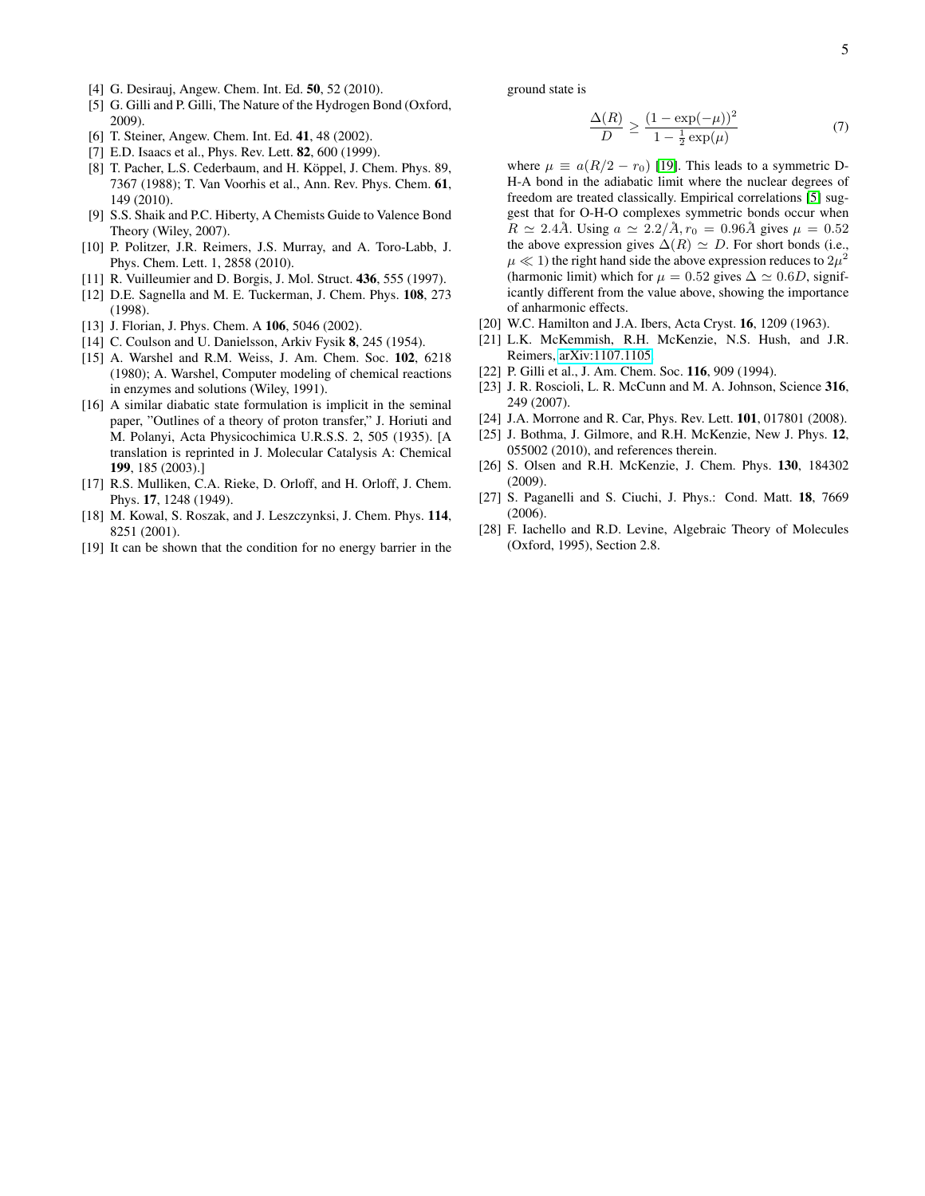[4] G. Desirauj, Angew. Chem. Int. Ed. **50**, 52 (2010).

[5] G. Gilli and P. Gilli, The Nature of the Hydrogen Bond (Oxford, 2009).

[6] T. Steiner, Angew. Chem. Int. Ed. **41**, 48 (2002).

[7] E.D. Isaacs et al., Phys. Rev. Lett. **82**, 600 (1999).

[8] T. Pacher, L.S. Cederbaum, and H. Köppel, J. Chem. Phys. 89, 7367 (1988); T. Van Voorhis et al., Ann. Rev. Phys. Chem. **61**, 149 (2010).

[9] S.S. Shaik and P.C. Hiberty, A Chemists Guide to Valence Bond Theory (Wiley, 2007).

[10] P. Politzer, J.R. Reimers, J.S. Murray, and A. Toro-Labb, J. Phys. Chem. Lett. 1, 2858 (2010).

[11] R. Vuilleumier and D. Borgis, J. Mol. Struct. **436**, 555 (1997).

[12] D.E. Sagnella and M. E. Tuckerman, J. Chem. Phys. **108**, 273 (1998).

[13] J. Florian, J. Phys. Chem. A **106**, 5046 (2002).

[14] C. Coulson and U. Danielsson, Arkiv Fysik **8**, 245 (1954).

[15] A. Warshel and R.M. Weiss, J. Am. Chem. Soc. **102**, 6218 (1980); A. Warshel, Computer modeling of chemical reactions in enzymes and solutions (Wiley, 1991).

[16] A similar diabatic state formulation is implicit in the seminal paper, "Outlines of a theory of proton transfer," J. Horiuti and M. Polanyi, Acta Physicochimica U.R.S.S. 2, 505 (1935). [A translation is reprinted in J. Molecular Catalysis A: Chemical **199**, 185 (2003).]

[17] R.S. Mulliken, C.A. Rieke, D. Orloff, and H. Orloff, J. Chem. Phys. **17**, 1248 (1949).

[18] M. Kowal, S. Roszak, and J. Leszczynksi, J. Chem. Phys. **114**, 8251 (2001).

[19] It can be shown that the condition for no energy barrier in the ground state is

$$\frac{\Delta(R)}{D} \geq \frac{(1-\exp(-\mu))^2}{1-\frac{1}{2}\exp(\mu)} \tag{7}$$

where $\mu \equiv a(R/2 - r_0)$ [19]. This leads to a symmetric D-H-A bond in the adiabatic limit where the nuclear degrees of freedom are treated classically. Empirical correlations [5] suggest that for O-H-O complexes symmetric bonds occur when $R \simeq 2.4\AA$. Using $a \simeq 2.2/\AA, r_0 = 0.96\AA$ gives $\mu = 0.52$ the above expression gives $\Delta(R) \simeq D$. For short bonds (i.e., $\mu \ll 1$) the right hand side the above expression reduces to $2\mu^2$ (harmonic limit) which for $\mu = 0.52$ gives $\Delta \simeq 0.6D$, significantly different from the value above, showing the importance of anharmonic effects.

[20] W.C. Hamilton and J.A. Ibers, Acta Cryst. **16**, 1209 (1963).

[21] L.K. McKemmish, R.H. McKenzie, N.S. Hush, and J.R. Reimers, arXiv:1107.1105

[22] P. Gilli et al., J. Am. Chem. Soc. **116**, 909 (1994).

[23] J. R. Roscioli, L. R. McCunn and M. A. Johnson, Science **316**, 249 (2007).

[24] J.A. Morrone and R. Car, Phys. Rev. Lett. **101**, 017801 (2008).

[25] J. Bothma, J. Gilmore, and R.H. McKenzie, New J. Phys. **12**, 055002 (2010), and references therein.

[26] S. Olsen and R.H. McKenzie, J. Chem. Phys. **130**, 184302 (2009).

[27] S. Paganelli and S. Ciuchi, J. Phys.: Cond. Matt. **18**, 7669 (2006).

[28] F. Iachello and R.D. Levine, Algebraic Theory of Molecules (Oxford, 1995), Section 2.8.